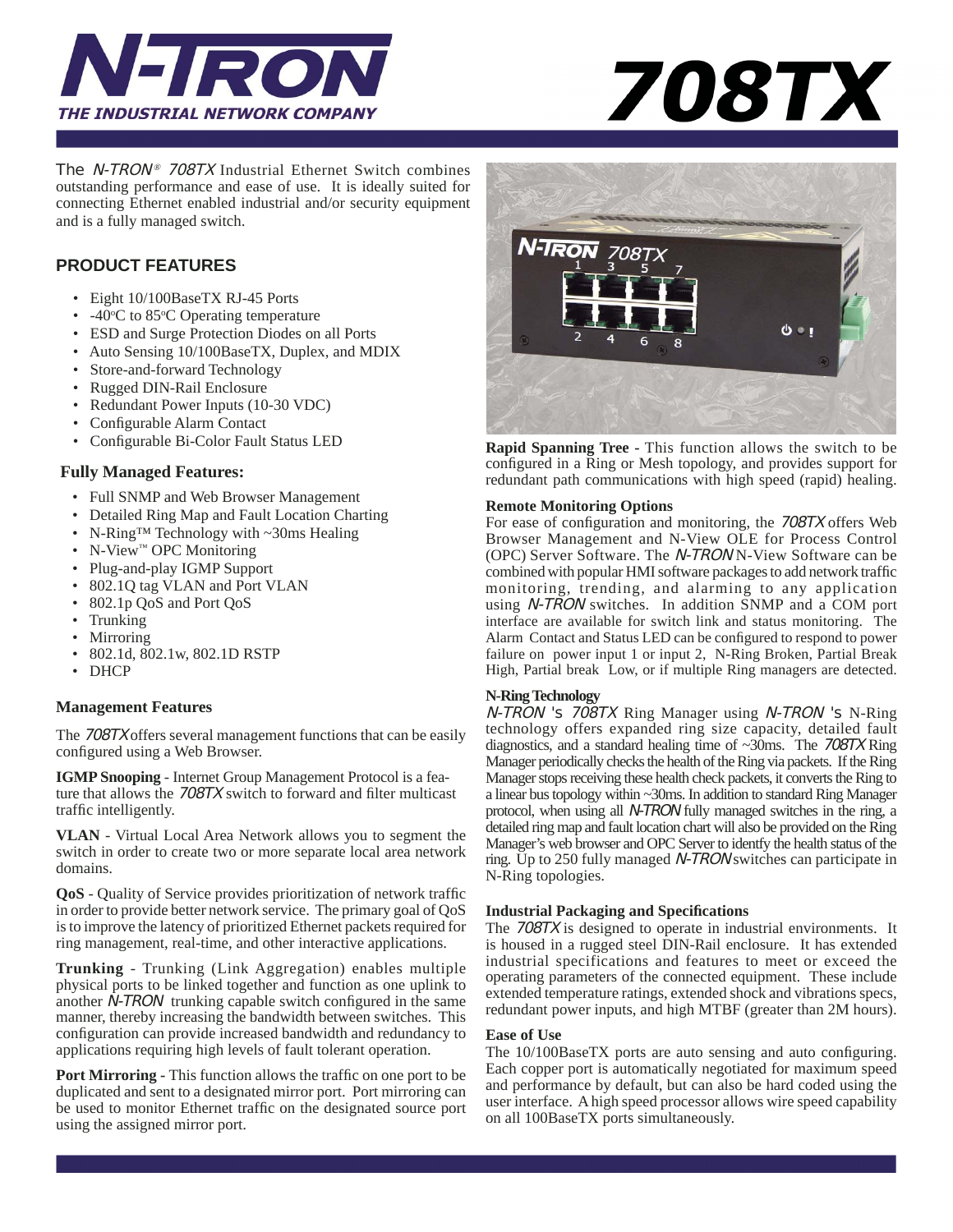# N-TRON 708TX

THE INDUSTRIAL NETWORK COMPANY

The *N-TRON® 708TX* Industrial Ethernet Switch combines outstanding performance and ease of use. It is ideally suited for connecting Ethernet enabled industrial and/or security equipment and is a fully managed switch.

## PRODUCT FEATURES

- Eight 10/100BaseTX RJ-45 Ports
- -40°C to 85°C Operating temperature
- ESD and Surge Protection Diodes on all Ports
- Auto Sensing 10/100BaseTX, Duplex, and MDIX
- Store-and-forward Technology
- Rugged DIN-Rail Enclosure
- Redundant Power Inputs (10-30 VDC)
- Configurable Alarm Contact
- Configurable Bi-Color Fault Status LED

### Fully Managed Features:

- Full SNMP and Web Browser Management
- Detailed Ring Map and Fault Location Charting
- N-Ring™ Technology with ~30ms Healing
- N-View™ OPC Monitoring
- Plug-and-play IGMP Support
- 802.1Q tag VLAN and Port VLAN
- 802.1p QoS and Port QoS
- Trunking
- Mirroring
- 802.1d, 802.1w, 802.1D RSTP
- DHCP

### Management Features

The *708TX* offers several management functions that can be easily configured using a Web Browser.

**IGMP Snooping** - Internet Group Management Protocol is a feature that allows the *708TX* switch to forward and filter multicast traffic intelligently.

**VLAN** - Virtual Local Area Network allows you to segment the switch in order to create two or more separate local area network domains.

**QoS** - Quality of Service provides prioritization of network traffic in order to provide better network service. The primary goal of QoS is to improve the latency of prioritized Ethernet packets required for ring management, real-time, and other interactive applications.

**Trunking** - Trunking (Link Aggregation) enables multiple physical ports to be linked together and function as one uplink to another *N-TRON* trunking capable switch configured in the same manner, thereby increasing the bandwidth between switches. This configuration can provide increased bandwidth and redundancy to applications requiring high levels of fault tolerant operation.

**Port Mirroring** - This function allows the traffic on one port to be duplicated and sent to a designated mirror port. Port mirroring can be used to monitor Ethernet traffic on the designated source port using the assigned mirror port.

**Rapid Spanning Tree** - This function allows the switch to be configured in a Ring or Mesh topology, and provides support for redundant path communications with high speed (rapid) healing.

### Remote Monitoring Options

For ease of configuration and monitoring, the *708TX* offers Web Browser Management and N-View OLE for Process Control (OPC) Server Software. The *N-TRON* N-View Software can be combined with popular HMI software packages to add network traffic monitoring, trending, and alarming to any application using *N-TRON* switches. In addition SNMP and a COM port interface are available for switch link and status monitoring. The Alarm Contact and Status LED can be configured to respond to power failure on power input 1 or input 2, N-Ring Broken, Partial Break High, Partial break Low, or if multiple Ring managers are detected.

### N-Ring Technology

*N-TRON*'s *708TX* Ring Manager using *N-TRON*'s N-Ring technology offers expanded ring size capacity, detailed fault diagnostics, and a standard healing time of ~30ms. The *708TX* Ring Manager periodically checks the health of the Ring via packets. If the Ring Manager stops receiving these health check packets, it converts the Ring to a linear bus topology within ~30ms. In addition to standard Ring Manager protocol, when using all *N-TRON* fully managed switches in the ring, a detailed ring map and fault location chart will also be provided on the Ring Manager's web browser and OPC Server to identfy the health status of the ring. Up to 250 fully managed *N-TRON* switches can participate in N-Ring topologies.

### Industrial Packaging and Specifications

The *708TX* is designed to operate in industrial environments. It is housed in a rugged steel DIN-Rail enclosure. It has extended industrial specifications and features to meet or exceed the operating parameters of the connected equipment. These include extended temperature ratings, extended shock and vibrations specs, redundant power inputs, and high MTBF (greater than 2M hours).

### Ease of Use

The 10/100BaseTX ports are auto sensing and auto configuring. Each copper port is automatically negotiated for maximum speed and performance by default, but can also be hard coded using the user interface. A high speed processor allows wire speed capability on all 100BaseTX ports simultaneously.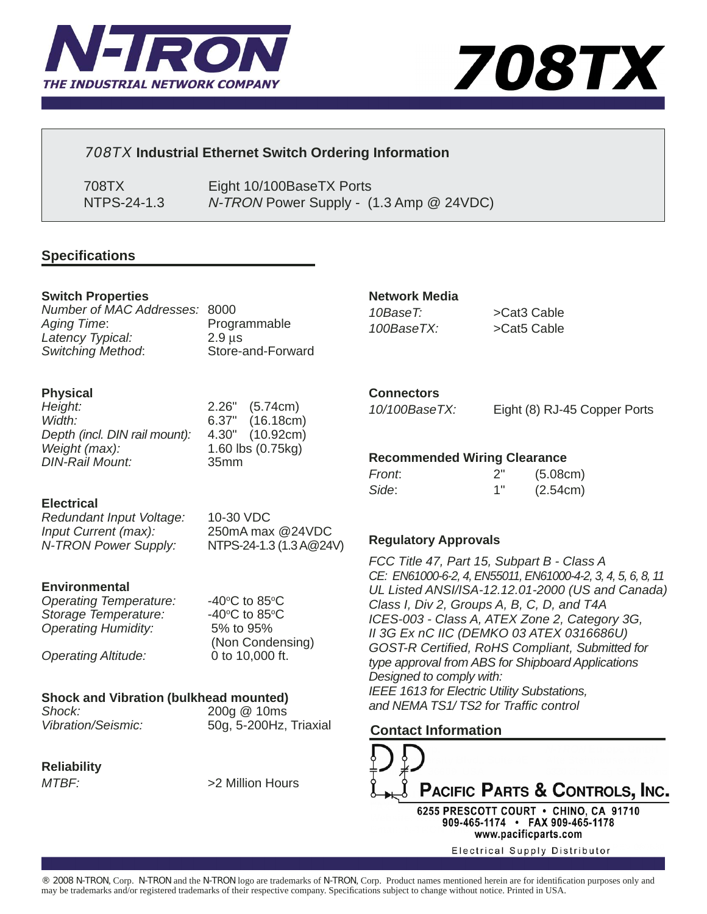# N-TRON

THE INDUSTRIAL NETWORK COMPANY

# 708TX

## *708TX* Industrial Ethernet Switch Ordering Information

| | |
|---|---|
| 708TX | Eight 10/100BaseTX Ports |
| NTPS-24-1.3 | *N-TRON* Power Supply - (1.3 Amp @ 24VDC) |

## Specifications

### Switch Properties

| | |
|---|---|
| *Number of MAC Addresses:* | 8000 |
| *Aging Time:* | Programmable |
| *Latency Typical:* | 2.9 µs |
| *Switching Method:* | Store-and-Forward |

### Physical

| | |
|---|---|
| *Height:* | 2.26" (5.74cm) |
| *Width:* | 6.37" (16.18cm) |
| *Depth (incl. DIN rail mount):* | 4.30" (10.92cm) |
| *Weight (max):* | 1.60 lbs (0.75kg) |
| *DIN-Rail Mount:* | 35mm |

### Electrical

| | |
|---|---|
| *Redundant Input Voltage:* | 10-30 VDC |
| *Input Current (max):* | 250mA max @24VDC |
| *N-TRON Power Supply:* | NTPS-24-1.3 (1.3 A@24V) |

### Environmental

| | |
|---|---|
| *Operating Temperature:* | -40°C to 85°C |
| *Storage Temperature:* | -40°C to 85°C |
| *Operating Humidity:* | 5% to 95% (Non Condensing) |
| *Operating Altitude:* | 0 to 10,000 ft. |

### Shock and Vibration (bulkhead mounted)

| | |
|---|---|
| *Shock:* | 200g @ 10ms |
| *Vibration/Seismic:* | 50g, 5-200Hz, Triaxial |

### Reliability

| | |
|---|---|
| *MTBF:* | >2 Million Hours |

### Network Media

| | |
|---|---|
| *10BaseT:* | >Cat3 Cable |
| *100BaseTX:* | >Cat5 Cable |

### Connectors

| | |
|---|---|
| *10/100BaseTX:* | Eight (8) RJ-45 Copper Ports |

### Recommended Wiring Clearance

| | | |
|---|---|---|
| *Front:* | 2" | (5.08cm) |
| *Side:* | 1" | (2.54cm) |

### Regulatory Approvals

*FCC Title 47, Part 15, Subpart B - Class A*
*CE: EN61000-6-2, 4, EN55011, EN61000-4-2, 3, 4, 5, 6, 8, 11*
*UL Listed ANSI/ISA-12.12.01-2000 (US and Canada) Class I, Div 2, Groups A, B, C, D, and T4A*
*ICES-003 - Class A, ATEX Zone 2, Category 3G, II 3G Ex nC IIC (DEMKO 03 ATEX 0316686U)*
*GOST-R Certified, RoHS Compliant, Submitted for type approval from ABS for Shipboard Applications*
*Designed to comply with:*
*IEEE 1613 for Electric Utility Substations,*
*and NEMA TS1/ TS2 for Traffic control*

### Contact Information

**PACIFIC PARTS & CONTROLS, INC.**
6255 PRESCOTT COURT • CHINO, CA 91710
909-465-1174 • FAX 909-465-1178
www.pacificparts.com
Electrical Supply Distributor

® 2008 N-TRON, Corp. N-TRON and the N-TRON logo are trademarks of N-TRON, Corp. Product names mentioned herein are for identification purposes only and may be trademarks and/or registered trademarks of their respective company. Specifications subject to change without notice. Printed in USA.